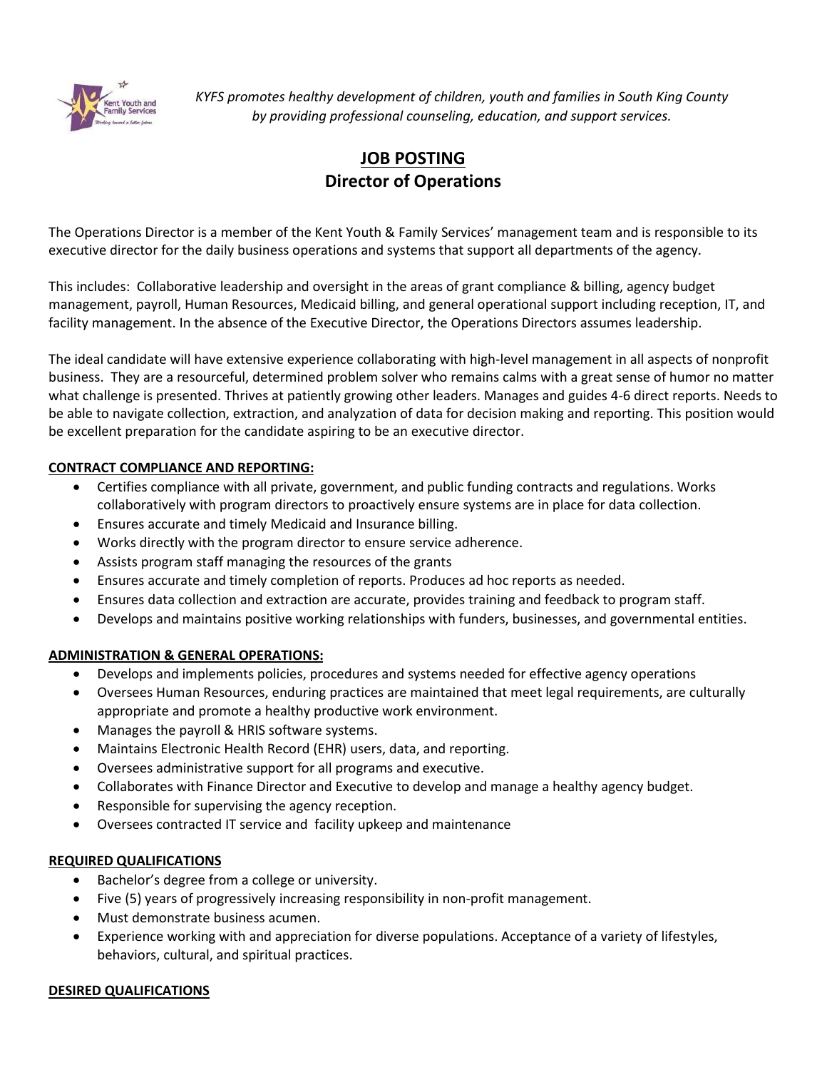*KYFS promotes healthy development of children, youth and families in South King County by providing professional counseling, education, and support services.*

# JOB POSTING
# Director of Operations

The Operations Director is a member of the Kent Youth & Family Services' management team and is responsible to its executive director for the daily business operations and systems that support all departments of the agency.

This includes: Collaborative leadership and oversight in the areas of grant compliance & billing, agency budget management, payroll, Human Resources, Medicaid billing, and general operational support including reception, IT, and facility management. In the absence of the Executive Director, the Operations Directors assumes leadership.

The ideal candidate will have extensive experience collaborating with high-level management in all aspects of nonprofit business. They are a resourceful, determined problem solver who remains calms with a great sense of humor no matter what challenge is presented. Thrives at patiently growing other leaders. Manages and guides 4-6 direct reports. Needs to be able to navigate collection, extraction, and analyzation of data for decision making and reporting. This position would be excellent preparation for the candidate aspiring to be an executive director.

## CONTRACT COMPLIANCE AND REPORTING:

- Certifies compliance with all private, government, and public funding contracts and regulations. Works collaboratively with program directors to proactively ensure systems are in place for data collection.
- Ensures accurate and timely Medicaid and Insurance billing.
- Works directly with the program director to ensure service adherence.
- Assists program staff managing the resources of the grants
- Ensures accurate and timely completion of reports. Produces ad hoc reports as needed.
- Ensures data collection and extraction are accurate, provides training and feedback to program staff.
- Develops and maintains positive working relationships with funders, businesses, and governmental entities.

## ADMINISTRATION & GENERAL OPERATIONS:

- Develops and implements policies, procedures and systems needed for effective agency operations
- Oversees Human Resources, enduring practices are maintained that meet legal requirements, are culturally appropriate and promote a healthy productive work environment.
- Manages the payroll & HRIS software systems.
- Maintains Electronic Health Record (EHR) users, data, and reporting.
- Oversees administrative support for all programs and executive.
- Collaborates with Finance Director and Executive to develop and manage a healthy agency budget.
- Responsible for supervising the agency reception.
- Oversees contracted IT service and facility upkeep and maintenance

## REQUIRED QUALIFICATIONS

- Bachelor's degree from a college or university.
- Five (5) years of progressively increasing responsibility in non-profit management.
- Must demonstrate business acumen.
- Experience working with and appreciation for diverse populations. Acceptance of a variety of lifestyles, behaviors, cultural, and spiritual practices.

## DESIRED QUALIFICATIONS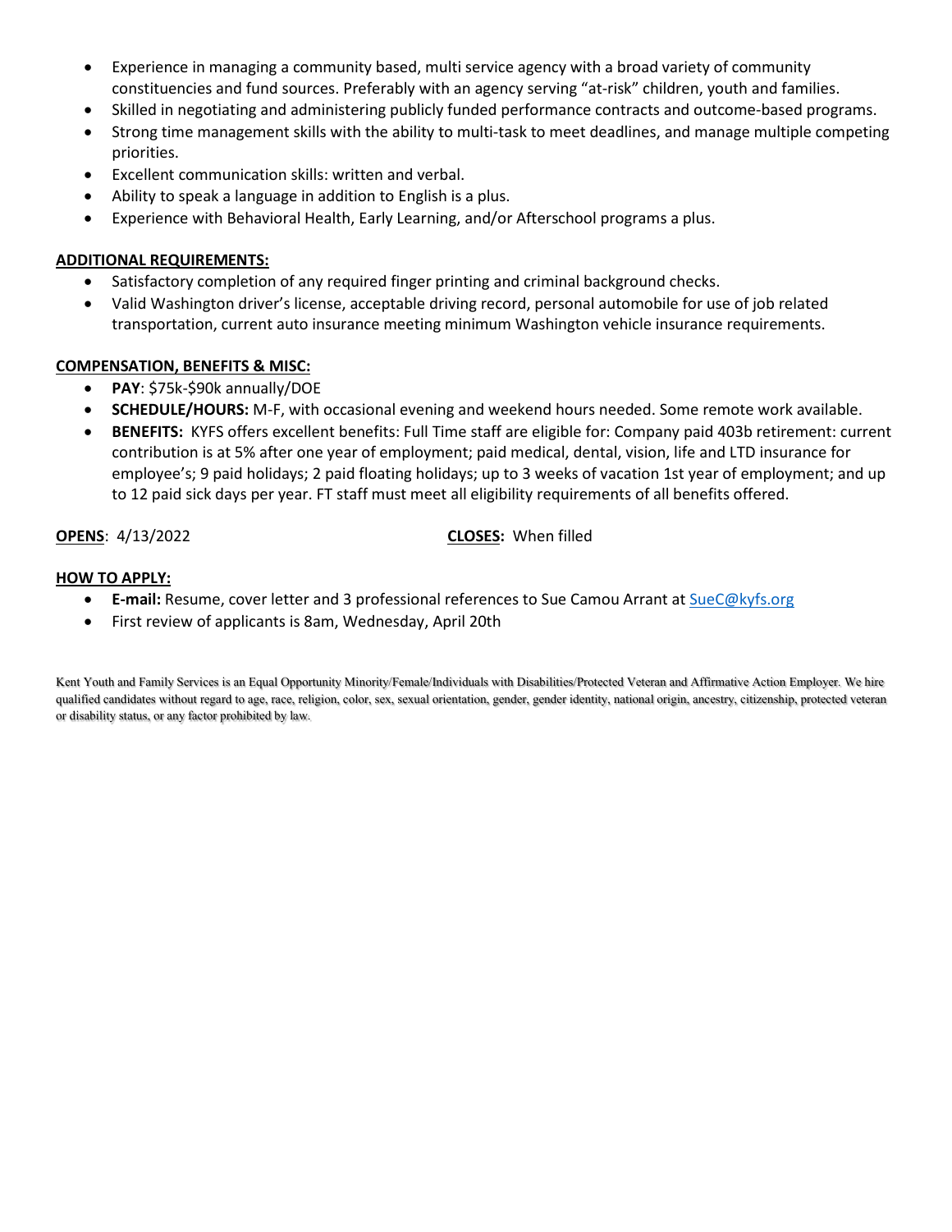- Experience in managing a community based, multi service agency with a broad variety of community constituencies and fund sources. Preferably with an agency serving "at-risk" children, youth and families.
- Skilled in negotiating and administering publicly funded performance contracts and outcome-based programs.
- Strong time management skills with the ability to multi-task to meet deadlines, and manage multiple competing priorities.
- Excellent communication skills: written and verbal.
- Ability to speak a language in addition to English is a plus.
- Experience with Behavioral Health, Early Learning, and/or Afterschool programs a plus.

**ADDITIONAL REQUIREMENTS:**

- Satisfactory completion of any required finger printing and criminal background checks.
- Valid Washington driver's license, acceptable driving record, personal automobile for use of job related transportation, current auto insurance meeting minimum Washington vehicle insurance requirements.

**COMPENSATION, BENEFITS & MISC:**

- **PAY**: $75k-$90k annually/DOE
- **SCHEDULE/HOURS:** M-F, with occasional evening and weekend hours needed. Some remote work available.
- **BENEFITS:** KYFS offers excellent benefits: Full Time staff are eligible for: Company paid 403b retirement: current contribution is at 5% after one year of employment; paid medical, dental, vision, life and LTD insurance for employee's; 9 paid holidays; 2 paid floating holidays; up to 3 weeks of vacation 1st year of employment; and up to 12 paid sick days per year. FT staff must meet all eligibility requirements of all benefits offered.

**OPENS**: 4/13/2022 **CLOSES:** When filled

**HOW TO APPLY:**

- **E-mail:** Resume, cover letter and 3 professional references to Sue Camou Arrant at SueC@kyfs.org
- First review of applicants is 8am, Wednesday, April 20th

Kent Youth and Family Services is an Equal Opportunity Minority/Female/Individuals with Disabilities/Protected Veteran and Affirmative Action Employer. We hire qualified candidates without regard to age, race, religion, color, sex, sexual orientation, gender, gender identity, national origin, ancestry, citizenship, protected veteran or disability status, or any factor prohibited by law.